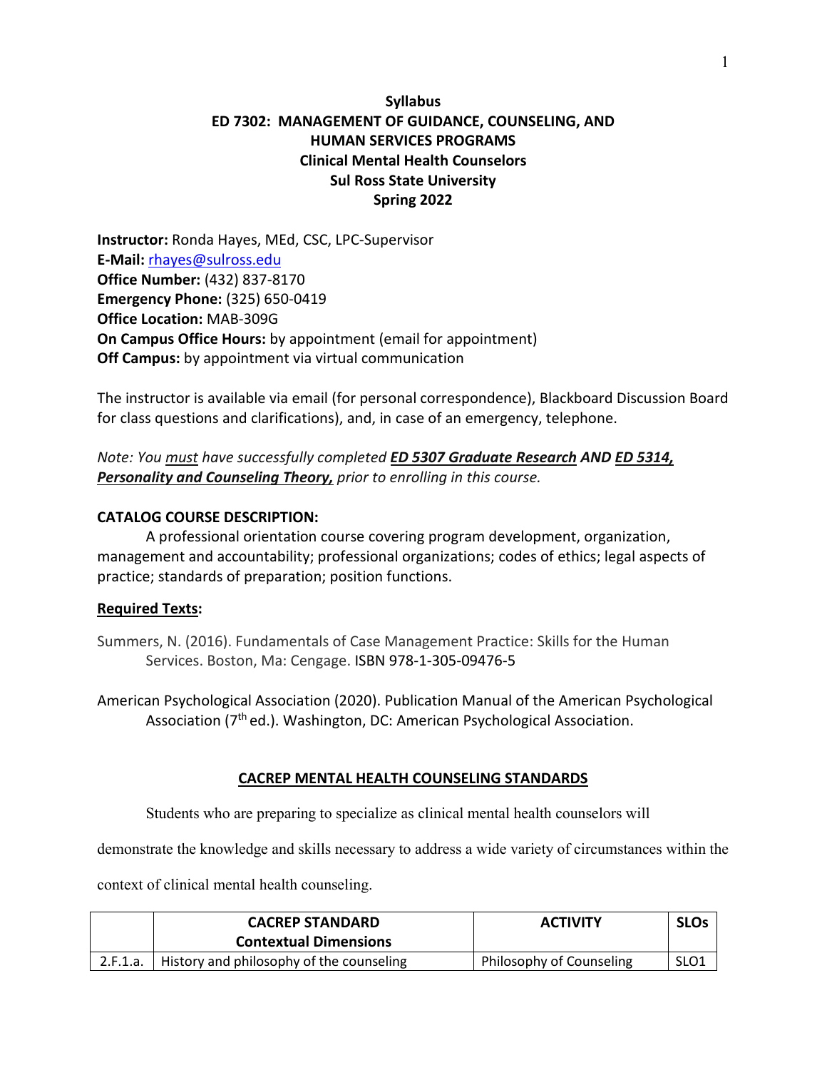# Syllabus
# ED 7302: MANAGEMENT OF GUIDANCE, COUNSELING, AND HUMAN SERVICES PROGRAMS
## Clinical Mental Health Counselors
## Sul Ross State University
## Spring 2022

**Instructor:** Ronda Hayes, MEd, CSC, LPC-Supervisor
**E-Mail:** rhayes@sulross.edu
**Office Number:** (432) 837-8170
**Emergency Phone:** (325) 650-0419
**Office Location:** MAB-309G
**On Campus Office Hours:** by appointment (email for appointment)
**Off Campus:** by appointment via virtual communication

The instructor is available via email (for personal correspondence), Blackboard Discussion Board for class questions and clarifications), and, in case of an emergency, telephone.

*Note: You must have successfully completed* ***ED 5307 Graduate Research*** *AND* ***ED 5314, Personality and Counseling Theory,*** *prior to enrolling in this course.*

**CATALOG COURSE DESCRIPTION:**

A professional orientation course covering program development, organization, management and accountability; professional organizations; codes of ethics; legal aspects of practice; standards of preparation; position functions.

**Required Texts:**

Summers, N. (2016). Fundamentals of Case Management Practice: Skills for the Human Services. Boston, Ma: Cengage. ISBN 978-1-305-09476-5

American Psychological Association (2020). Publication Manual of the American Psychological Association (7th ed.). Washington, DC: American Psychological Association.

**CACREP MENTAL HEALTH COUNSELING STANDARDS**

Students who are preparing to specialize as clinical mental health counselors will demonstrate the knowledge and skills necessary to address a wide variety of circumstances within the context of clinical mental health counseling.

| | CACREP STANDARD Contextual Dimensions | ACTIVITY | SLOs |
|---|---|---|---|
| 2.F.1.a. | History and philosophy of the counseling | Philosophy of Counseling | SLO1 |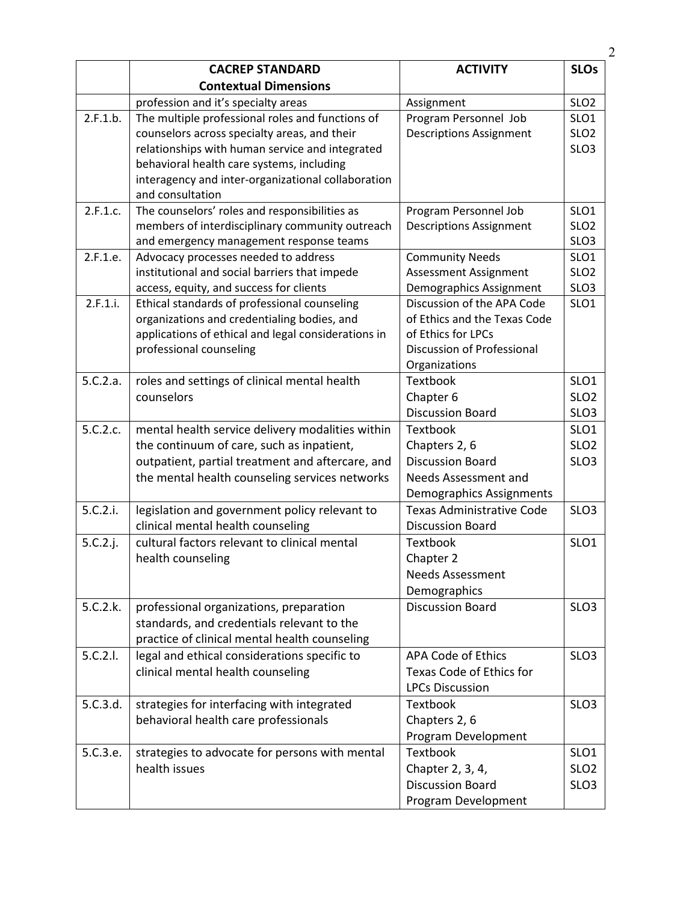| | CACREP STANDARD Contextual Dimensions | ACTIVITY | SLOs |
|---|---|---|---|
| | profession and it's specialty areas | Assignment | SLO2 |
| 2.F.1.b. | The multiple professional roles and functions of counselors across specialty areas, and their relationships with human service and integrated behavioral health care systems, including interagency and inter-organizational collaboration and consultation | Program Personnel Job Descriptions Assignment | SLO1 SLO2 SLO3 |
| 2.F.1.c. | The counselors' roles and responsibilities as members of interdisciplinary community outreach and emergency management response teams | Program Personnel Job Descriptions Assignment | SLO1 SLO2 SLO3 |
| 2.F.1.e. | Advocacy processes needed to address institutional and social barriers that impede access, equity, and success for clients | Community Needs Assessment Assignment Demographics Assignment | SLO1 SLO2 SLO3 |
| 2.F.1.i. | Ethical standards of professional counseling organizations and credentialing bodies, and applications of ethical and legal considerations in professional counseling | Discussion of the APA Code of Ethics and the Texas Code of Ethics for LPCs Discussion of Professional Organizations | SLO1 |
| 5.C.2.a. | roles and settings of clinical mental health counselors | Textbook Chapter 6 Discussion Board | SLO1 SLO2 SLO3 |
| 5.C.2.c. | mental health service delivery modalities within the continuum of care, such as inpatient, outpatient, partial treatment and aftercare, and the mental health counseling services networks | Textbook Chapters 2, 6 Discussion Board Needs Assessment and Demographics Assignments | SLO1 SLO2 SLO3 |
| 5.C.2.i. | legislation and government policy relevant to clinical mental health counseling | Texas Administrative Code Discussion Board | SLO3 |
| 5.C.2.j. | cultural factors relevant to clinical mental health counseling | Textbook Chapter 2 Needs Assessment Demographics | SLO1 |
| 5.C.2.k. | professional organizations, preparation standards, and credentials relevant to the practice of clinical mental health counseling | Discussion Board | SLO3 |
| 5.C.2.l. | legal and ethical considerations specific to clinical mental health counseling | APA Code of Ethics Texas Code of Ethics for LPCs Discussion | SLO3 |
| 5.C.3.d. | strategies for interfacing with integrated behavioral health care professionals | Textbook Chapters 2, 6 Program Development | SLO3 |
| 5.C.3.e. | strategies to advocate for persons with mental health issues | Textbook Chapter 2, 3, 4, Discussion Board Program Development | SLO1 SLO2 SLO3 |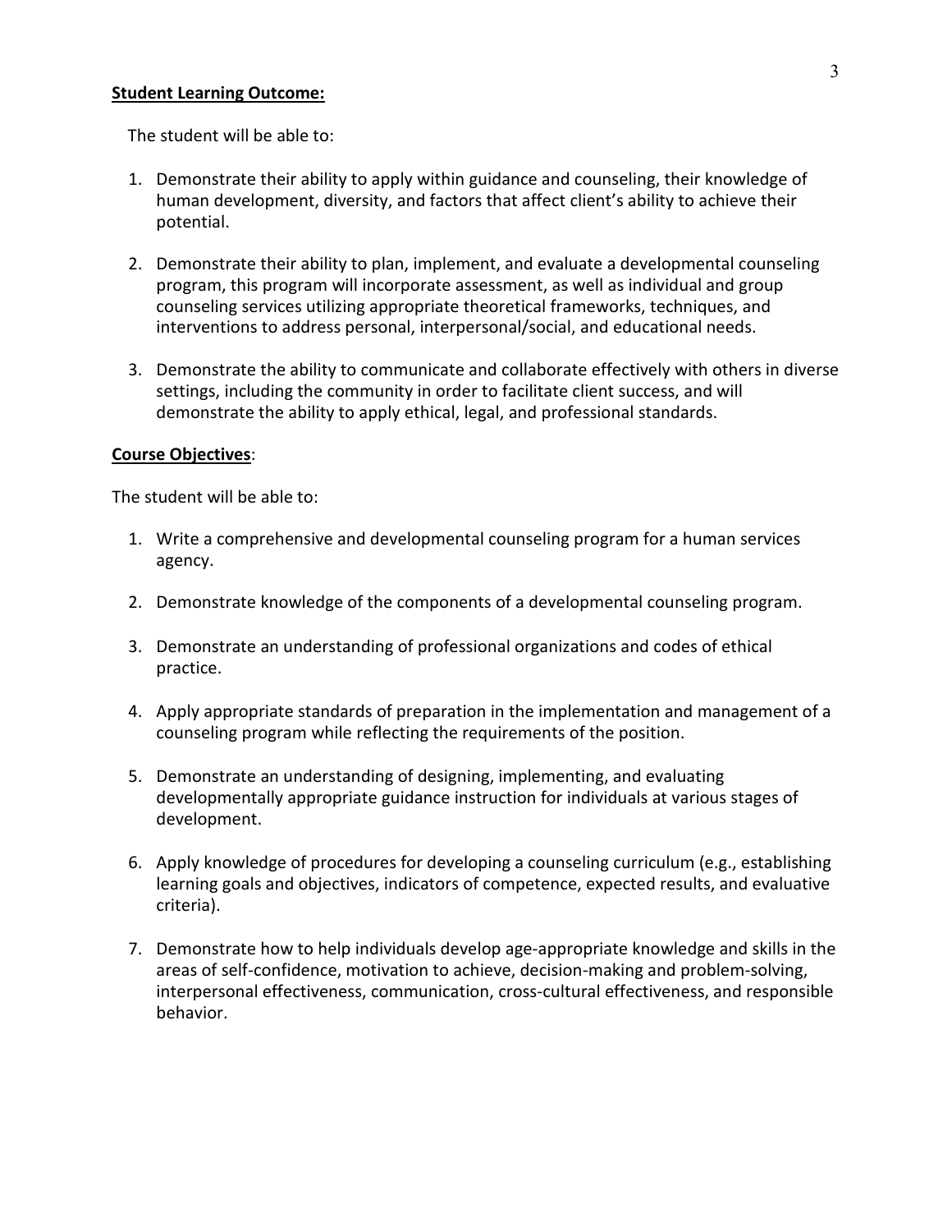**Student Learning Outcome:**

The student will be able to:

1. Demonstrate their ability to apply within guidance and counseling, their knowledge of human development, diversity, and factors that affect client's ability to achieve their potential.

2. Demonstrate their ability to plan, implement, and evaluate a developmental counseling program, this program will incorporate assessment, as well as individual and group counseling services utilizing appropriate theoretical frameworks, techniques, and interventions to address personal, interpersonal/social, and educational needs.

3. Demonstrate the ability to communicate and collaborate effectively with others in diverse settings, including the community in order to facilitate client success, and will demonstrate the ability to apply ethical, legal, and professional standards.

**Course Objectives**:

The student will be able to:

1. Write a comprehensive and developmental counseling program for a human services agency.

2. Demonstrate knowledge of the components of a developmental counseling program.

3. Demonstrate an understanding of professional organizations and codes of ethical practice.

4. Apply appropriate standards of preparation in the implementation and management of a counseling program while reflecting the requirements of the position.

5. Demonstrate an understanding of designing, implementing, and evaluating developmentally appropriate guidance instruction for individuals at various stages of development.

6. Apply knowledge of procedures for developing a counseling curriculum (e.g., establishing learning goals and objectives, indicators of competence, expected results, and evaluative criteria).

7. Demonstrate how to help individuals develop age-appropriate knowledge and skills in the areas of self-confidence, motivation to achieve, decision-making and problem-solving, interpersonal effectiveness, communication, cross-cultural effectiveness, and responsible behavior.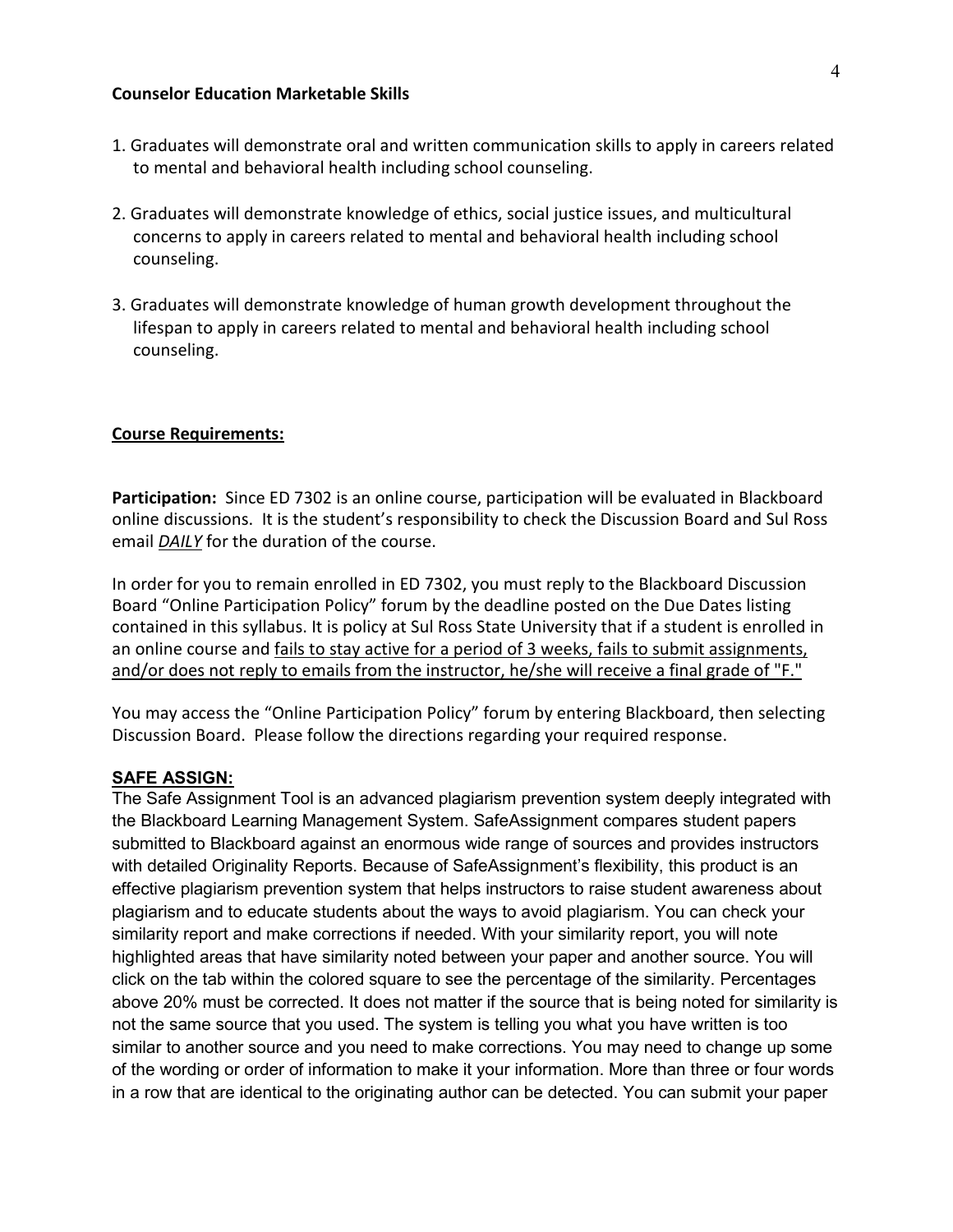**Counselor Education Marketable Skills**

1. Graduates will demonstrate oral and written communication skills to apply in careers related to mental and behavioral health including school counseling.

2. Graduates will demonstrate knowledge of ethics, social justice issues, and multicultural concerns to apply in careers related to mental and behavioral health including school counseling.

3. Graduates will demonstrate knowledge of human growth development throughout the lifespan to apply in careers related to mental and behavioral health including school counseling.

**Course Requirements:**

**Participation:** Since ED 7302 is an online course, participation will be evaluated in Blackboard online discussions. It is the student's responsibility to check the Discussion Board and Sul Ross email ***DAILY*** for the duration of the course.

In order for you to remain enrolled in ED 7302, you must reply to the Blackboard Discussion Board "Online Participation Policy" forum by the deadline posted on the Due Dates listing contained in this syllabus. It is policy at Sul Ross State University that if a student is enrolled in an online course and fails to stay active for a period of 3 weeks, fails to submit assignments, and/or does not reply to emails from the instructor, he/she will receive a final grade of "F."

You may access the "Online Participation Policy" forum by entering Blackboard, then selecting Discussion Board. Please follow the directions regarding your required response.

**SAFE ASSIGN:**

The Safe Assignment Tool is an advanced plagiarism prevention system deeply integrated with the Blackboard Learning Management System. SafeAssignment compares student papers submitted to Blackboard against an enormous wide range of sources and provides instructors with detailed Originality Reports. Because of SafeAssignment's flexibility, this product is an effective plagiarism prevention system that helps instructors to raise student awareness about plagiarism and to educate students about the ways to avoid plagiarism. You can check your similarity report and make corrections if needed. With your similarity report, you will note highlighted areas that have similarity noted between your paper and another source. You will click on the tab within the colored square to see the percentage of the similarity. Percentages above 20% must be corrected. It does not matter if the source that is being noted for similarity is not the same source that you used. The system is telling you what you have written is too similar to another source and you need to make corrections. You may need to change up some of the wording or order of information to make it your information. More than three or four words in a row that are identical to the originating author can be detected. You can submit your paper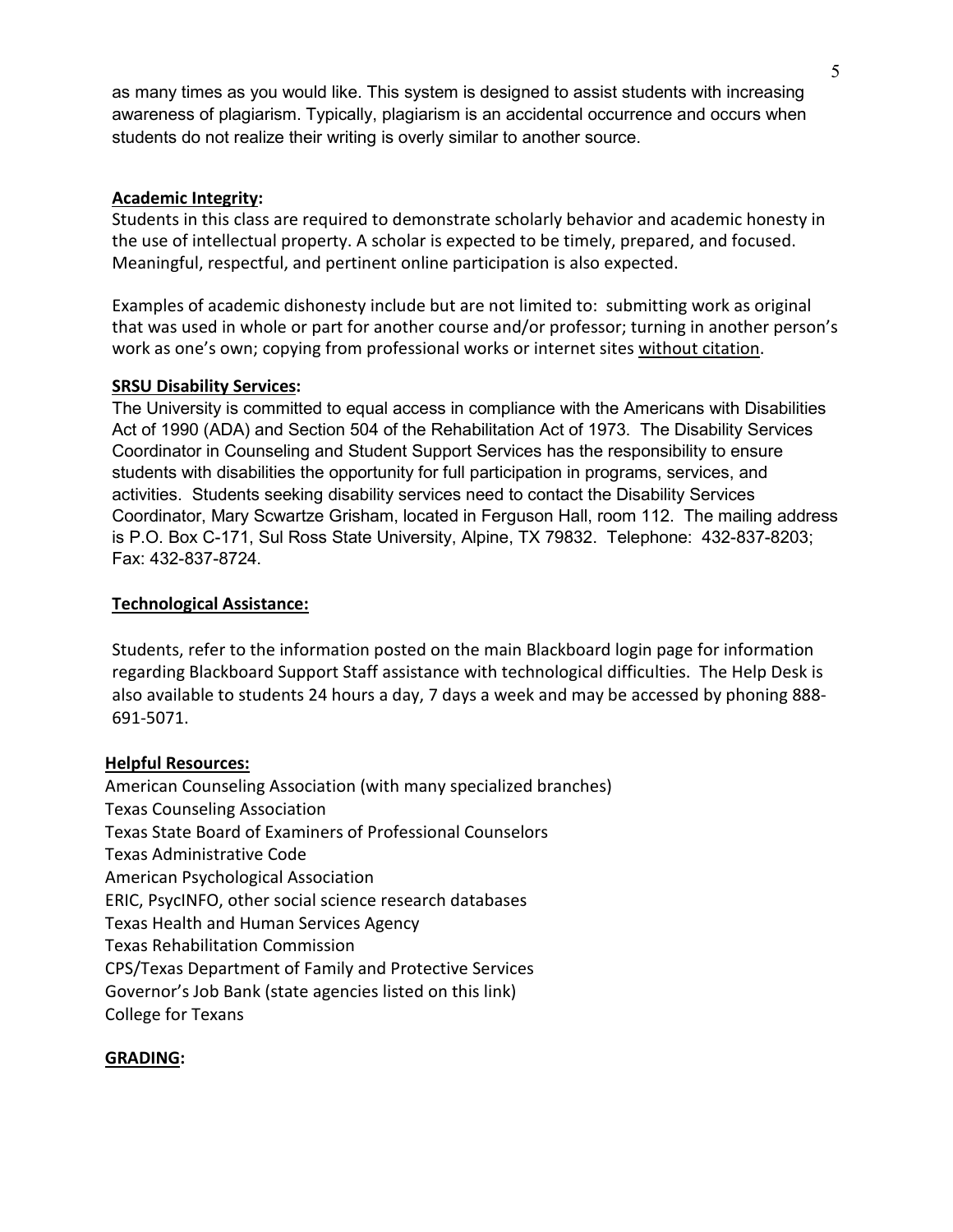as many times as you would like. This system is designed to assist students with increasing awareness of plagiarism. Typically, plagiarism is an accidental occurrence and occurs when students do not realize their writing is overly similar to another source.

**Academic Integrity:**

Students in this class are required to demonstrate scholarly behavior and academic honesty in the use of intellectual property. A scholar is expected to be timely, prepared, and focused. Meaningful, respectful, and pertinent online participation is also expected.

Examples of academic dishonesty include but are not limited to: submitting work as original that was used in whole or part for another course and/or professor; turning in another person's work as one's own; copying from professional works or internet sites without citation.

**SRSU Disability Services:**

The University is committed to equal access in compliance with the Americans with Disabilities Act of 1990 (ADA) and Section 504 of the Rehabilitation Act of 1973. The Disability Services Coordinator in Counseling and Student Support Services has the responsibility to ensure students with disabilities the opportunity for full participation in programs, services, and activities. Students seeking disability services need to contact the Disability Services Coordinator, Mary Scwartze Grisham, located in Ferguson Hall, room 112. The mailing address is P.O. Box C-171, Sul Ross State University, Alpine, TX 79832. Telephone: 432-837-8203; Fax: 432-837-8724.

**Technological Assistance:**

Students, refer to the information posted on the main Blackboard login page for information regarding Blackboard Support Staff assistance with technological difficulties. The Help Desk is also available to students 24 hours a day, 7 days a week and may be accessed by phoning 888-691-5071.

**Helpful Resources:**

American Counseling Association (with many specialized branches)
Texas Counseling Association
Texas State Board of Examiners of Professional Counselors
Texas Administrative Code
American Psychological Association
ERIC, PsycINFO, other social science research databases
Texas Health and Human Services Agency
Texas Rehabilitation Commission
CPS/Texas Department of Family and Protective Services
Governor's Job Bank (state agencies listed on this link)
College for Texans

**GRADING:**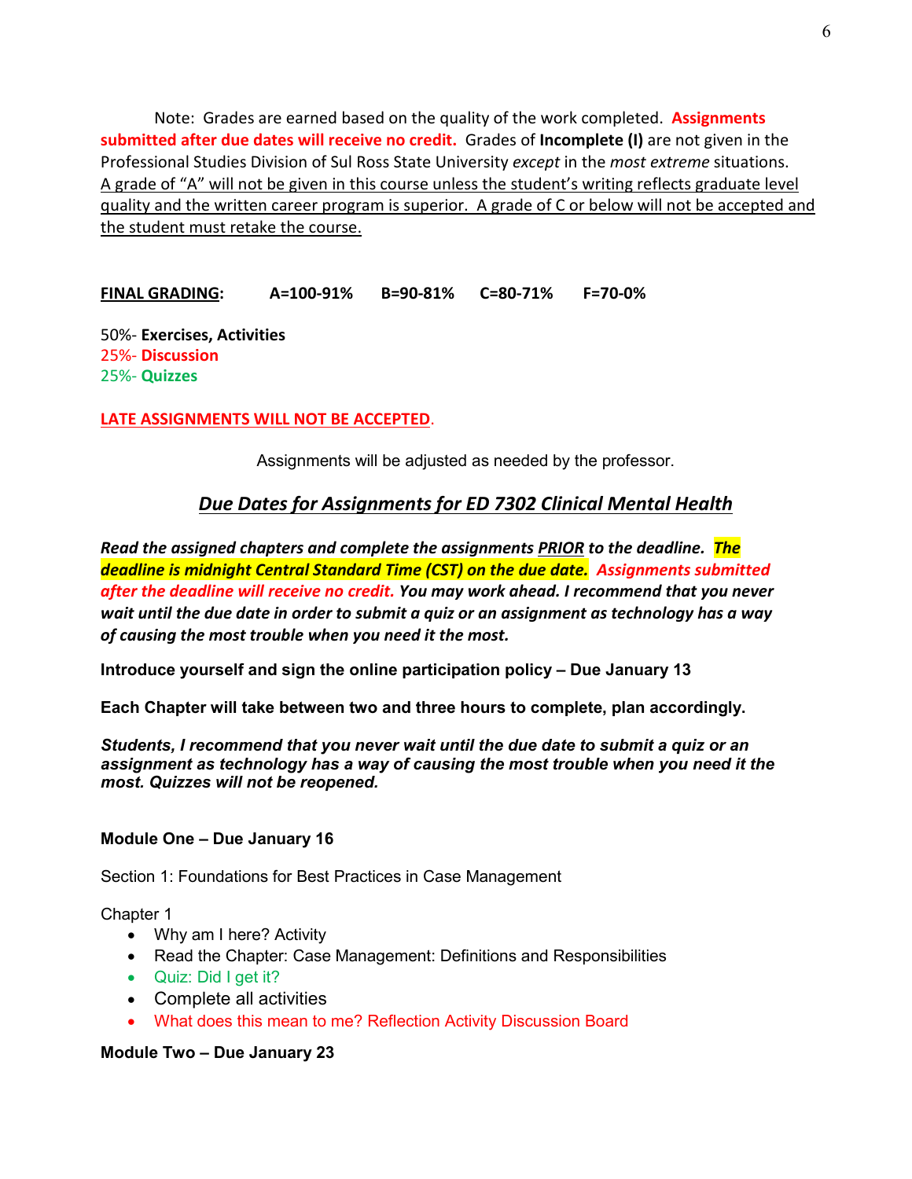Note: Grades are earned based on the quality of the work completed. **Assignments submitted after due dates will receive no credit.** Grades of **Incomplete (I)** are not given in the Professional Studies Division of Sul Ross State University *except* in the *most extreme* situations. A grade of "A" will not be given in this course unless the student's writing reflects graduate level quality and the written career program is superior. A grade of C or below will not be accepted and the student must retake the course.

**FINAL GRADING:** **A=100-91%** **B=90-81%** **C=80-71%** **F=70-0%**

50%- **Exercises, Activities**
25%- **Discussion**
25%- **Quizzes**

**LATE ASSIGNMENTS WILL NOT BE ACCEPTED.**

Assignments will be adjusted as needed by the professor.

## *Due Dates for Assignments for ED 7302 Clinical Mental Health*

***Read the assigned chapters and complete the assignments PRIOR to the deadline. The deadline is midnight Central Standard Time (CST) on the due date. Assignments submitted after the deadline will receive no credit. You may work ahead. I recommend that you never wait until the due date in order to submit a quiz or an assignment as technology has a way of causing the most trouble when you need it the most.***

**Introduce yourself and sign the online participation policy – Due January 13**

**Each Chapter will take between two and three hours to complete, plan accordingly.**

***Students, I recommend that you never wait until the due date to submit a quiz or an assignment as technology has a way of causing the most trouble when you need it the most. Quizzes will not be reopened.***

**Module One – Due January 16**

Section 1: Foundations for Best Practices in Case Management

Chapter 1

- Why am I here? Activity
- Read the Chapter: Case Management: Definitions and Responsibilities
- Quiz: Did I get it?
- Complete all activities
- What does this mean to me? Reflection Activity Discussion Board

**Module Two – Due January 23**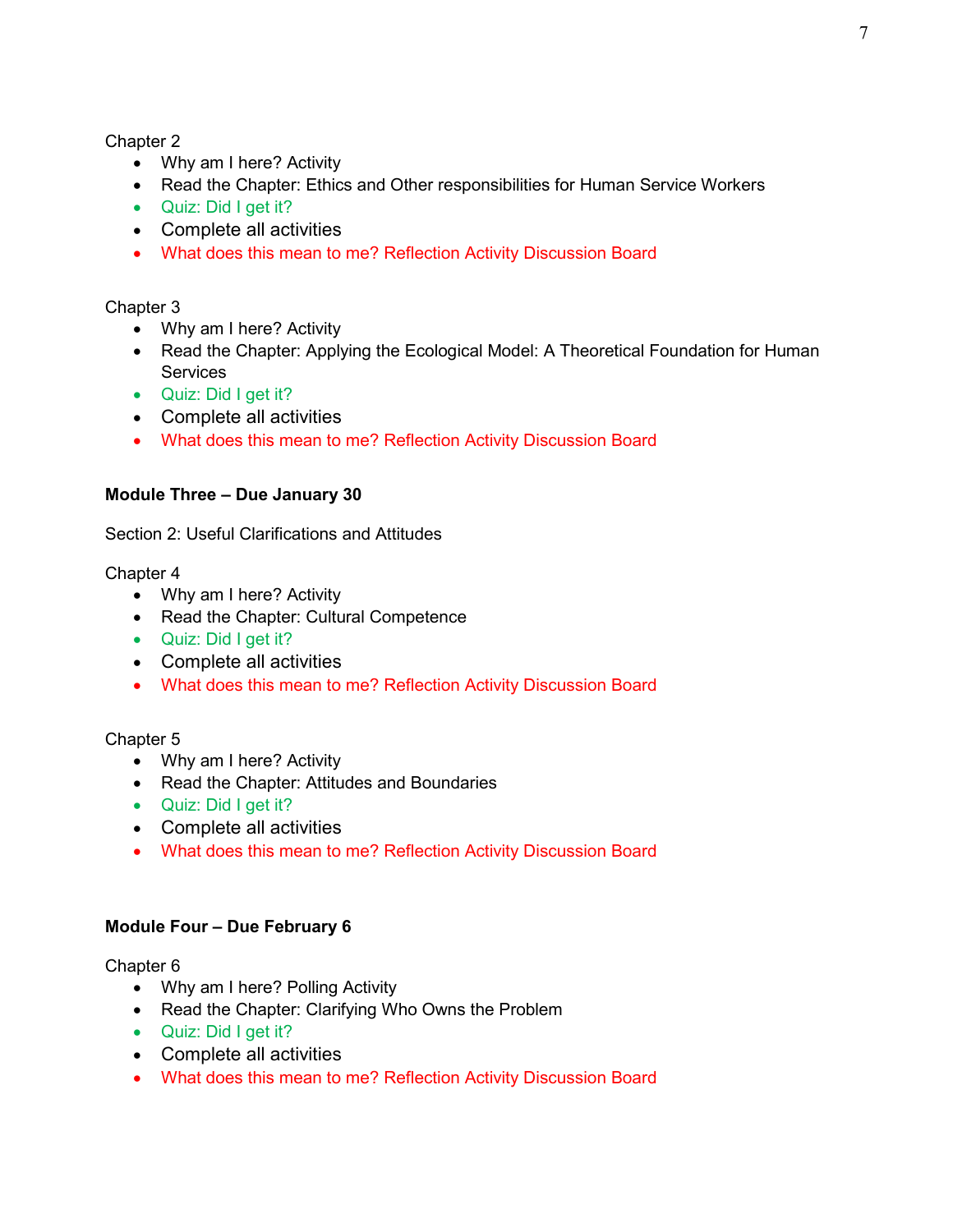Chapter 2

- Why am I here? Activity
- Read the Chapter: Ethics and Other responsibilities for Human Service Workers
- Quiz: Did I get it?
- Complete all activities
- What does this mean to me? Reflection Activity Discussion Board

Chapter 3

- Why am I here? Activity
- Read the Chapter: Applying the Ecological Model: A Theoretical Foundation for Human Services
- Quiz: Did I get it?
- Complete all activities
- What does this mean to me? Reflection Activity Discussion Board

**Module Three – Due January 30**

Section 2: Useful Clarifications and Attitudes

Chapter 4

- Why am I here? Activity
- Read the Chapter: Cultural Competence
- Quiz: Did I get it?
- Complete all activities
- What does this mean to me? Reflection Activity Discussion Board

Chapter 5

- Why am I here? Activity
- Read the Chapter: Attitudes and Boundaries
- Quiz: Did I get it?
- Complete all activities
- What does this mean to me? Reflection Activity Discussion Board

**Module Four – Due February 6**

Chapter 6

- Why am I here? Polling Activity
- Read the Chapter: Clarifying Who Owns the Problem
- Quiz: Did I get it?
- Complete all activities
- What does this mean to me? Reflection Activity Discussion Board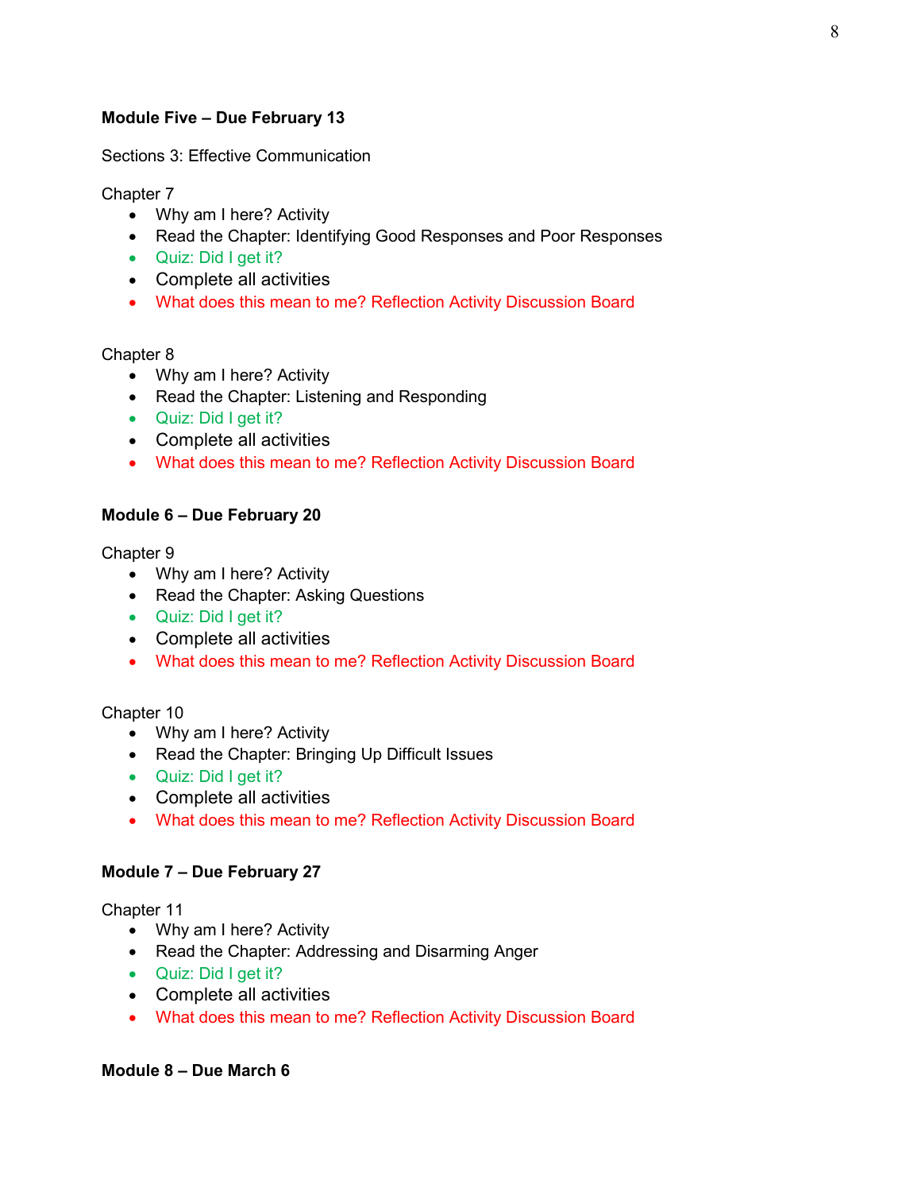**Module Five – Due February 13**

Sections 3: Effective Communication

Chapter 7

- Why am I here? Activity
- Read the Chapter: Identifying Good Responses and Poor Responses
- Quiz: Did I get it?
- Complete all activities
- What does this mean to me? Reflection Activity Discussion Board

Chapter 8

- Why am I here? Activity
- Read the Chapter: Listening and Responding
- Quiz: Did I get it?
- Complete all activities
- What does this mean to me? Reflection Activity Discussion Board

**Module 6 – Due February 20**

Chapter 9

- Why am I here? Activity
- Read the Chapter: Asking Questions
- Quiz: Did I get it?
- Complete all activities
- What does this mean to me? Reflection Activity Discussion Board

Chapter 10

- Why am I here? Activity
- Read the Chapter: Bringing Up Difficult Issues
- Quiz: Did I get it?
- Complete all activities
- What does this mean to me? Reflection Activity Discussion Board

**Module 7 – Due February 27**

Chapter 11

- Why am I here? Activity
- Read the Chapter: Addressing and Disarming Anger
- Quiz: Did I get it?
- Complete all activities
- What does this mean to me? Reflection Activity Discussion Board

**Module 8 – Due March 6**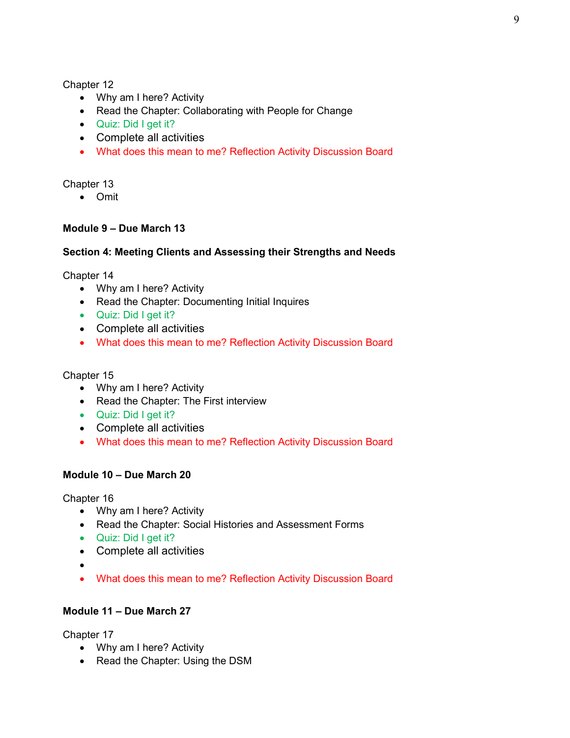Chapter 12

- Why am I here? Activity
- Read the Chapter: Collaborating with People for Change
- Quiz: Did I get it?
- Complete all activities
- What does this mean to me? Reflection Activity Discussion Board

Chapter 13

- Omit

**Module 9 – Due March 13**

**Section 4: Meeting Clients and Assessing their Strengths and Needs**

Chapter 14

- Why am I here? Activity
- Read the Chapter: Documenting Initial Inquires
- Quiz: Did I get it?
- Complete all activities
- What does this mean to me? Reflection Activity Discussion Board

Chapter 15

- Why am I here? Activity
- Read the Chapter: The First interview
- Quiz: Did I get it?
- Complete all activities
- What does this mean to me? Reflection Activity Discussion Board

**Module 10 – Due March 20**

Chapter 16

- Why am I here? Activity
- Read the Chapter: Social Histories and Assessment Forms
- Quiz: Did I get it?
- Complete all activities
- 
- What does this mean to me? Reflection Activity Discussion Board

**Module 11 – Due March 27**

Chapter 17

- Why am I here? Activity
- Read the Chapter: Using the DSM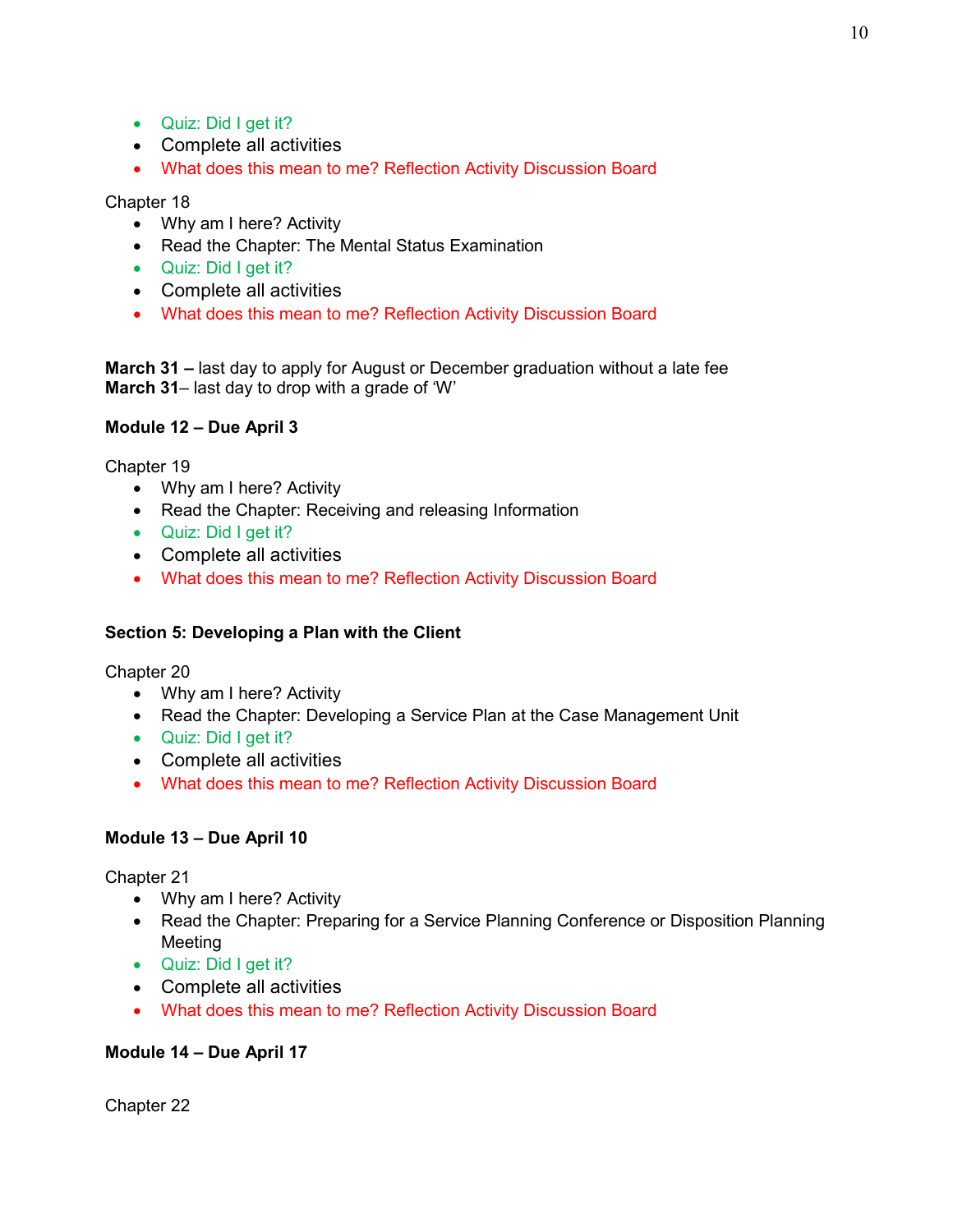- Quiz: Did I get it?
- Complete all activities
- What does this mean to me? Reflection Activity Discussion Board

Chapter 18

- Why am I here? Activity
- Read the Chapter: The Mental Status Examination
- Quiz: Did I get it?
- Complete all activities
- What does this mean to me? Reflection Activity Discussion Board

**March 31 –** last day to apply for August or December graduation without a late fee
**March 31**– last day to drop with a grade of 'W'

**Module 12 – Due April 3**

Chapter 19

- Why am I here? Activity
- Read the Chapter: Receiving and releasing Information
- Quiz: Did I get it?
- Complete all activities
- What does this mean to me? Reflection Activity Discussion Board

**Section 5: Developing a Plan with the Client**

Chapter 20

- Why am I here? Activity
- Read the Chapter: Developing a Service Plan at the Case Management Unit
- Quiz: Did I get it?
- Complete all activities
- What does this mean to me? Reflection Activity Discussion Board

**Module 13 – Due April 10**

Chapter 21

- Why am I here? Activity
- Read the Chapter: Preparing for a Service Planning Conference or Disposition Planning Meeting
- Quiz: Did I get it?
- Complete all activities
- What does this mean to me? Reflection Activity Discussion Board

**Module 14 – Due April 17**

Chapter 22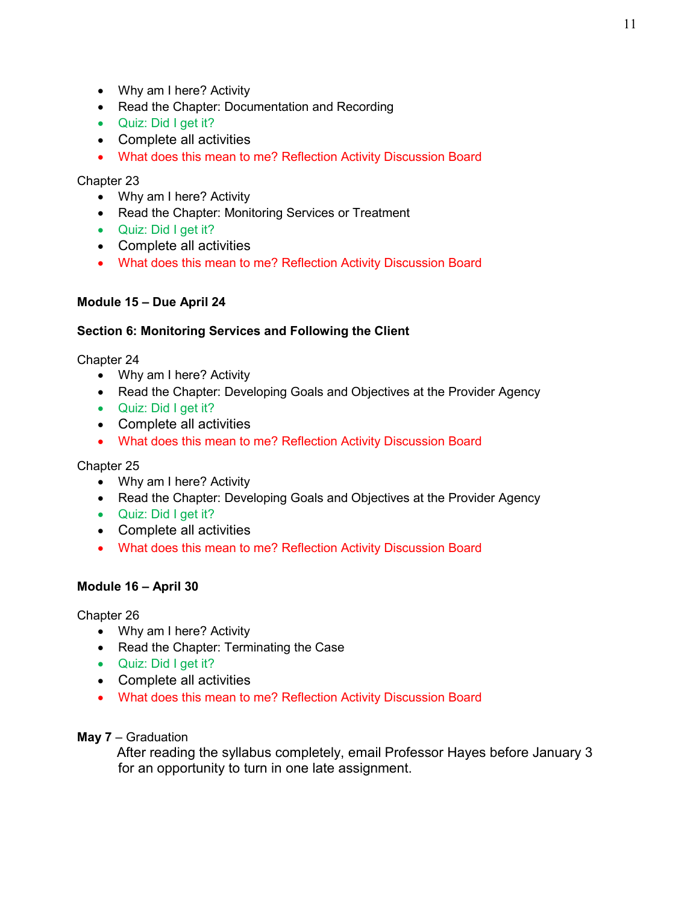- Why am I here? Activity
- Read the Chapter: Documentation and Recording
- Quiz: Did I get it?
- Complete all activities
- What does this mean to me? Reflection Activity Discussion Board

Chapter 23

- Why am I here? Activity
- Read the Chapter: Monitoring Services or Treatment
- Quiz: Did I get it?
- Complete all activities
- What does this mean to me? Reflection Activity Discussion Board

**Module 15 – Due April 24**

**Section 6: Monitoring Services and Following the Client**

Chapter 24

- Why am I here? Activity
- Read the Chapter: Developing Goals and Objectives at the Provider Agency
- Quiz: Did I get it?
- Complete all activities
- What does this mean to me? Reflection Activity Discussion Board

Chapter 25

- Why am I here? Activity
- Read the Chapter: Developing Goals and Objectives at the Provider Agency
- Quiz: Did I get it?
- Complete all activities
- What does this mean to me? Reflection Activity Discussion Board

**Module 16 – April 30**

Chapter 26

- Why am I here? Activity
- Read the Chapter: Terminating the Case
- Quiz: Did I get it?
- Complete all activities
- What does this mean to me? Reflection Activity Discussion Board

**May 7** – Graduation

After reading the syllabus completely, email Professor Hayes before January 3 for an opportunity to turn in one late assignment.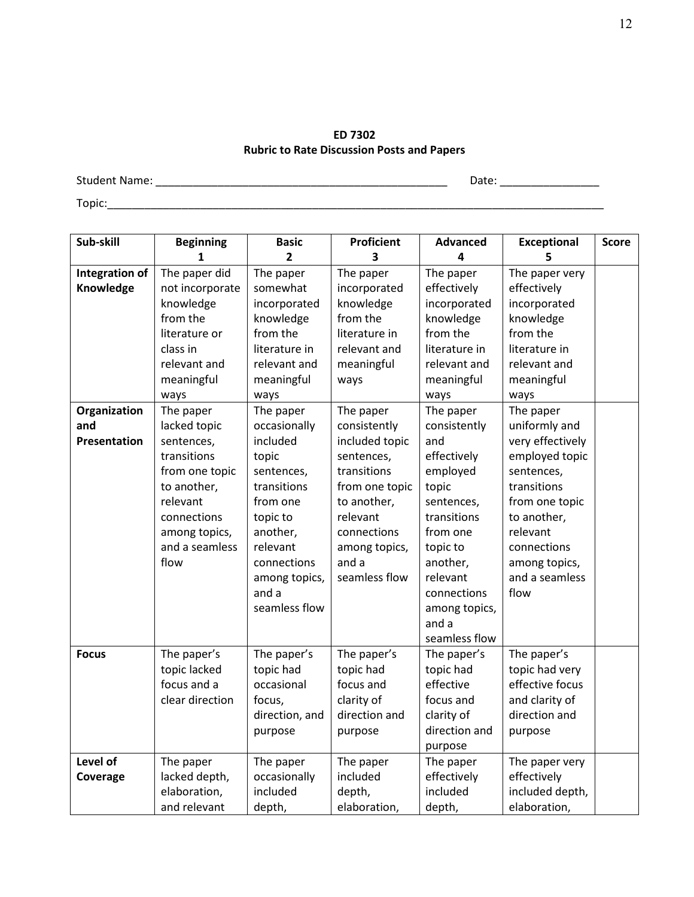**ED 7302**
**Rubric to Rate Discussion Posts and Papers**

Student Name: ______________________________________________ Date: ________________

Topic:_______________________________________________________________________________

| Sub-skill | Beginning 1 | Basic 2 | Proficient 3 | Advanced 4 | Exceptional 5 | Score |
|---|---|---|---|---|---|---|
| **Integration of Knowledge** | The paper did not incorporate knowledge from the literature or class in relevant and meaningful ways | The paper somewhat incorporated knowledge from the literature in relevant and meaningful ways | The paper incorporated knowledge from the literature in relevant and meaningful ways | The paper effectively incorporated knowledge from the literature in relevant and meaningful ways | The paper very effectively incorporated knowledge from the literature in relevant and meaningful ways | |
| **Organization and Presentation** | The paper lacked topic sentences, transitions from one topic to another, relevant connections among topics, and a seamless flow | The paper occasionally included topic sentences, transitions from one topic to another, relevant connections among topics, and a seamless flow | The paper consistently included topic sentences, transitions from one topic to another, relevant connections among topics, and a seamless flow | The paper consistently and effectively employed topic sentences, transitions from one topic to another, relevant connections among topics, and a seamless flow | The paper uniformly and very effectively employed topic sentences, transitions from one topic to another, relevant connections among topics, and a seamless flow | |
| **Focus** | The paper's topic lacked focus and a clear direction | The paper's topic had occasional focus, direction, and purpose | The paper's topic had focus and clarity of direction and purpose | The paper's topic had effective focus and clarity of direction and purpose | The paper's topic had very effective focus and clarity of direction and purpose | |
| **Level of Coverage** | The paper lacked depth, elaboration, and relevant | The paper occasionally included depth, | The paper included depth, elaboration, | The paper effectively included depth, | The paper very effectively included depth, elaboration, | |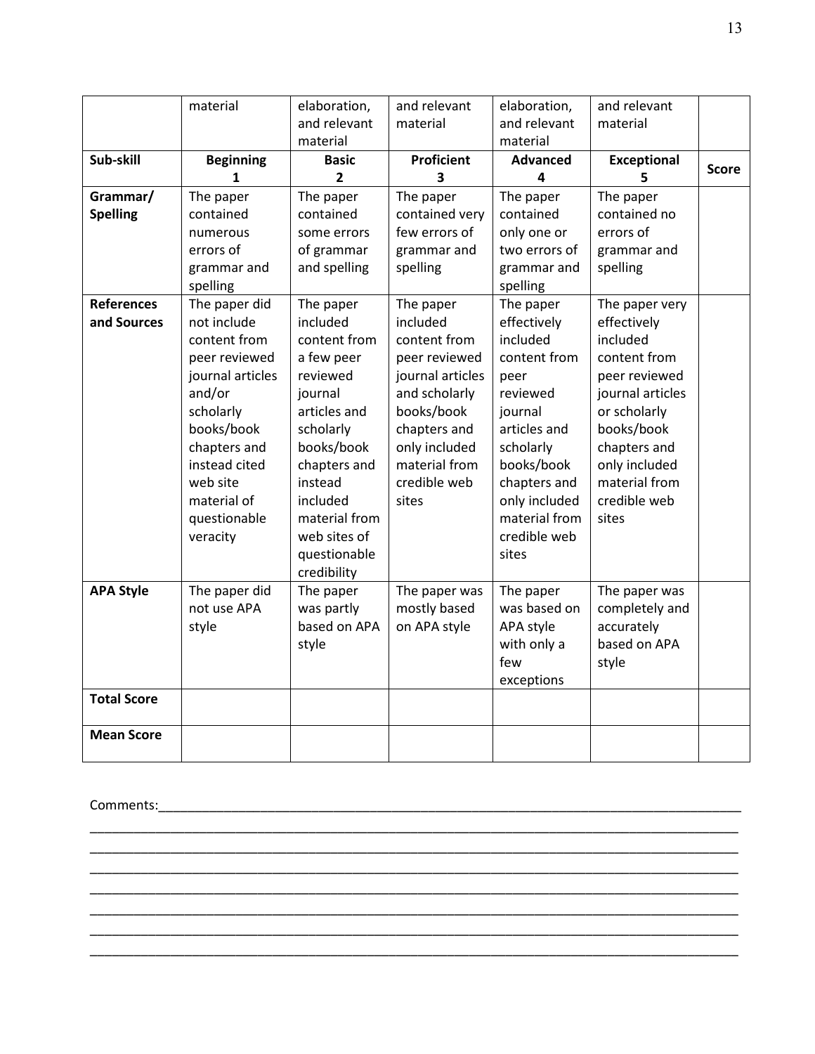| | | | | | | |
|---|---|---|---|---|---|---|
| | material | elaboration, and relevant material | and relevant material | elaboration, and relevant material | and relevant material | |
| **Sub-skill** | **Beginning 1** | **Basic 2** | **Proficient 3** | **Advanced 4** | **Exceptional 5** | **Score** |
| **Grammar/ Spelling** | The paper contained numerous errors of grammar and spelling | The paper contained some errors of grammar and spelling | The paper contained very few errors of grammar and spelling | The paper contained only one or two errors of grammar and spelling | The paper contained no errors of grammar and spelling | |
| **References and Sources** | The paper did not include content from peer reviewed journal articles and/or scholarly books/book chapters and instead cited web site material of questionable veracity | The paper included content from a few peer reviewed journal articles and scholarly books/book chapters and instead included material from web sites of questionable credibility | The paper included content from peer reviewed journal articles and scholarly books/book chapters and only included material from credible web sites | The paper effectively included content from peer reviewed journal articles and scholarly books/book chapters and only included material from credible web sites | The paper very effectively included content from peer reviewed journal articles or scholarly books/book chapters and only included material from credible web sites | |
| **APA Style** | The paper did not use APA style | The paper was partly based on APA style | The paper was mostly based on APA style | The paper was based on APA style with only a few exceptions | The paper was completely and accurately based on APA style | |
| **Total Score** | | | | | | |
| **Mean Score** | | | | | | |

Comments:\_\_\_\_\_\_\_\_\_\_\_\_\_\_\_\_\_\_\_\_\_\_\_\_\_\_\_\_\_\_\_\_\_\_\_\_\_\_\_\_\_\_\_\_\_\_\_\_\_\_\_\_\_\_\_\_\_\_\_\_\_\_\_\_\_\_\_\_\_\_\_\_\_\_

\_\_\_\_\_\_\_\_\_\_\_\_\_\_\_\_\_\_\_\_\_\_\_\_\_\_\_\_\_\_\_\_\_\_\_\_\_\_\_\_\_\_\_\_\_\_\_\_\_\_\_\_\_\_\_\_\_\_\_\_\_\_\_\_\_\_\_\_\_\_\_\_\_\_\_\_\_\_\_\_

\_\_\_\_\_\_\_\_\_\_\_\_\_\_\_\_\_\_\_\_\_\_\_\_\_\_\_\_\_\_\_\_\_\_\_\_\_\_\_\_\_\_\_\_\_\_\_\_\_\_\_\_\_\_\_\_\_\_\_\_\_\_\_\_\_\_\_\_\_\_\_\_\_\_\_\_\_\_\_\_

\_\_\_\_\_\_\_\_\_\_\_\_\_\_\_\_\_\_\_\_\_\_\_\_\_\_\_\_\_\_\_\_\_\_\_\_\_\_\_\_\_\_\_\_\_\_\_\_\_\_\_\_\_\_\_\_\_\_\_\_\_\_\_\_\_\_\_\_\_\_\_\_\_\_\_\_\_\_\_\_

\_\_\_\_\_\_\_\_\_\_\_\_\_\_\_\_\_\_\_\_\_\_\_\_\_\_\_\_\_\_\_\_\_\_\_\_\_\_\_\_\_\_\_\_\_\_\_\_\_\_\_\_\_\_\_\_\_\_\_\_\_\_\_\_\_\_\_\_\_\_\_\_\_\_\_\_\_\_\_\_

\_\_\_\_\_\_\_\_\_\_\_\_\_\_\_\_\_\_\_\_\_\_\_\_\_\_\_\_\_\_\_\_\_\_\_\_\_\_\_\_\_\_\_\_\_\_\_\_\_\_\_\_\_\_\_\_\_\_\_\_\_\_\_\_\_\_\_\_\_\_\_\_\_\_\_\_\_\_\_\_

\_\_\_\_\_\_\_\_\_\_\_\_\_\_\_\_\_\_\_\_\_\_\_\_\_\_\_\_\_\_\_\_\_\_\_\_\_\_\_\_\_\_\_\_\_\_\_\_\_\_\_\_\_\_\_\_\_\_\_\_\_\_\_\_\_\_\_\_\_\_\_\_\_\_\_\_\_\_\_\_

\_\_\_\_\_\_\_\_\_\_\_\_\_\_\_\_\_\_\_\_\_\_\_\_\_\_\_\_\_\_\_\_\_\_\_\_\_\_\_\_\_\_\_\_\_\_\_\_\_\_\_\_\_\_\_\_\_\_\_\_\_\_\_\_\_\_\_\_\_\_\_\_\_\_\_\_\_\_\_\_